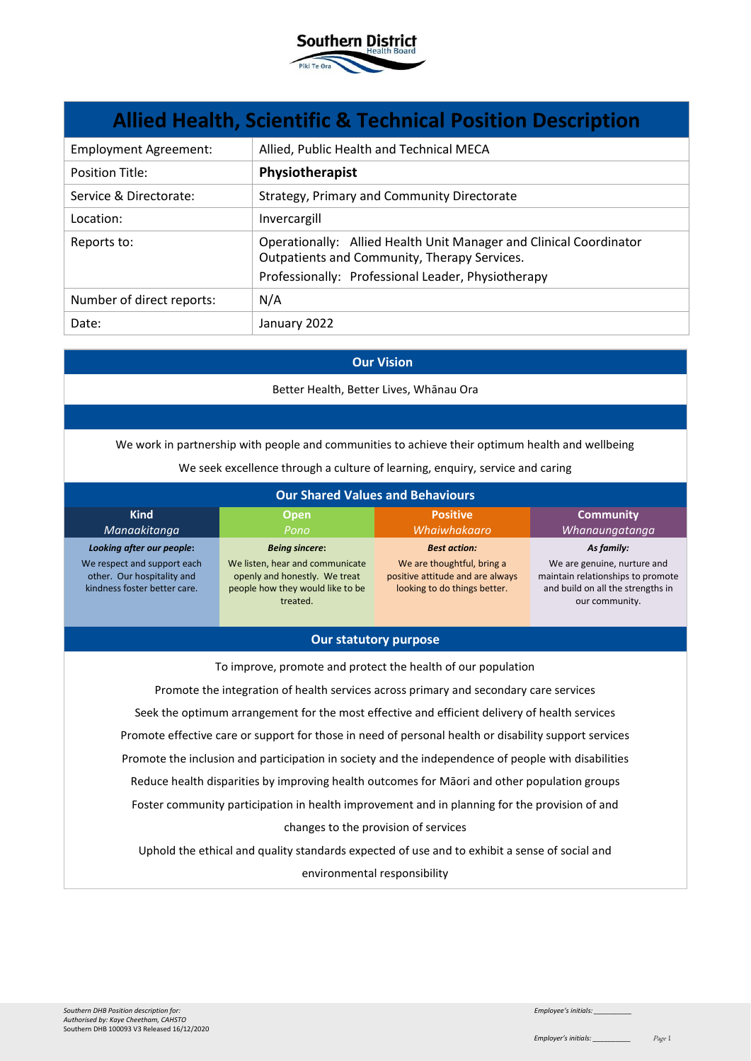Southern District Health Board
Piki Te Ora

# Allied Health, Scientific & Technical Position Description

| | |
|---|---|
| Employment Agreement: | Allied, Public Health and Technical MECA |
| Position Title: | **Physiotherapist** |
| Service & Directorate: | Strategy, Primary and Community Directorate |
| Location: | Invercargill |
| Reports to: | Operationally: Allied Health Unit Manager and Clinical Coordinator Outpatients and Community, Therapy Services.<br>Professionally: Professional Leader, Physiotherapy |
| Number of direct reports: | N/A |
| Date: | January 2022 |

## Our Vision

Better Health, Better Lives, Whānau Ora

We work in partnership with people and communities to achieve their optimum health and wellbeing

We seek excellence through a culture of learning, enquiry, service and caring

## Our Shared Values and Behaviours

| Kind<br>*Manaakitanga* | Open<br>*Pono* | Positive<br>*Whaiwhakaaro* | Community<br>*Whanaungatanga* |
|---|---|---|---|
| ***Looking after our people:***<br>We respect and support each other. Our hospitality and kindness foster better care. | ***Being sincere:***<br>We listen, hear and communicate openly and honestly. We treat people how they would like to be treated. | ***Best action:***<br>We are thoughtful, bring a positive attitude and are always looking to do things better. | ***As family:***<br>We are genuine, nurture and maintain relationships to promote and build on all the strengths in our community. |

## Our statutory purpose

To improve, promote and protect the health of our population

Promote the integration of health services across primary and secondary care services

Seek the optimum arrangement for the most effective and efficient delivery of health services

Promote effective care or support for those in need of personal health or disability support services

Promote the inclusion and participation in society and the independence of people with disabilities

Reduce health disparities by improving health outcomes for Māori and other population groups

Foster community participation in health improvement and in planning for the provision of and changes to the provision of services

Uphold the ethical and quality standards expected of use and to exhibit a sense of social and environmental responsibility

*Southern DHB Position description for:*
*Authorised by: Kaye Cheetham, CAHSTO*
Southern DHB 100093 V3 Released 16/12/2020

*Employee's initials:* __________

*Employer's initials:* __________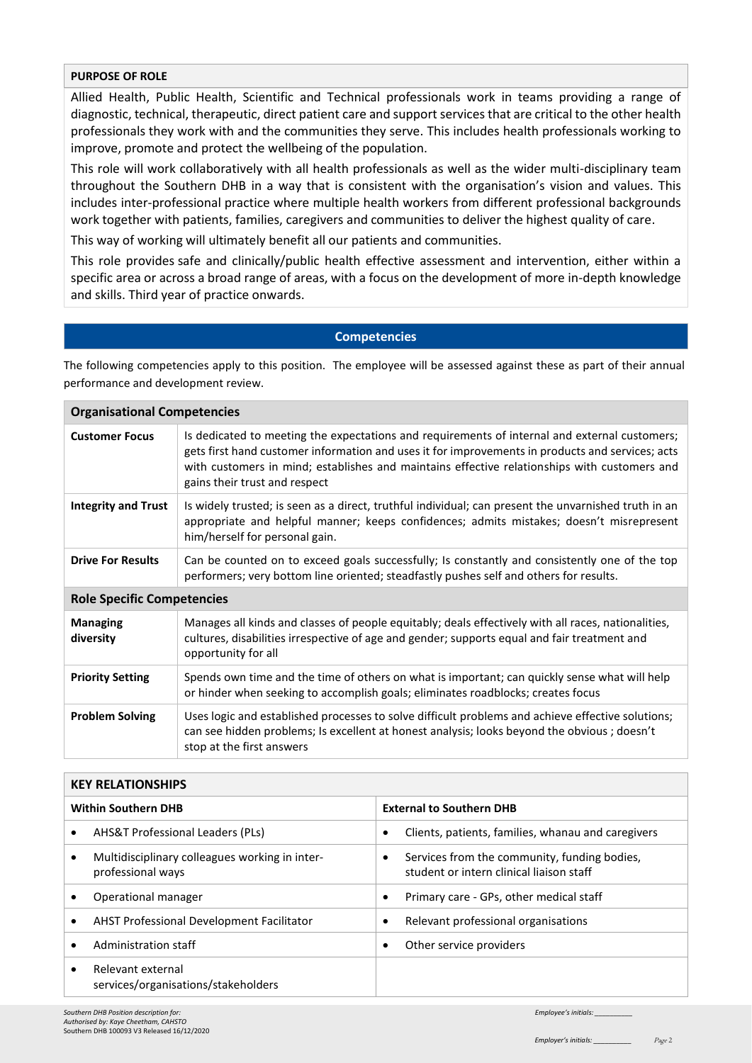## PURPOSE OF ROLE

Allied Health, Public Health, Scientific and Technical professionals work in teams providing a range of diagnostic, technical, therapeutic, direct patient care and support services that are critical to the other health professionals they work with and the communities they serve. This includes health professionals working to improve, promote and protect the wellbeing of the population.

This role will work collaboratively with all health professionals as well as the wider multi-disciplinary team throughout the Southern DHB in a way that is consistent with the organisation's vision and values. This includes inter-professional practice where multiple health workers from different professional backgrounds work together with patients, families, caregivers and communities to deliver the highest quality of care.

This way of working will ultimately benefit all our patients and communities.

This role provides safe and clinically/public health effective assessment and intervention, either within a specific area or across a broad range of areas, with a focus on the development of more in-depth knowledge and skills. Third year of practice onwards.

## Competencies

The following competencies apply to this position. The employee will be assessed against these as part of their annual performance and development review.

| **Organisational Competencies** | |
|---|---|
| **Customer Focus** | Is dedicated to meeting the expectations and requirements of internal and external customers; gets first hand customer information and uses it for improvements in products and services; acts with customers in mind; establishes and maintains effective relationships with customers and gains their trust and respect |
| **Integrity and Trust** | Is widely trusted; is seen as a direct, truthful individual; can present the unvarnished truth in an appropriate and helpful manner; keeps confidences; admits mistakes; doesn't misrepresent him/herself for personal gain. |
| **Drive For Results** | Can be counted on to exceed goals successfully; Is constantly and consistently one of the top performers; very bottom line oriented; steadfastly pushes self and others for results. |
| **Role Specific Competencies** | |
| **Managing diversity** | Manages all kinds and classes of people equitably; deals effectively with all races, nationalities, cultures, disabilities irrespective of age and gender; supports equal and fair treatment and opportunity for all |
| **Priority Setting** | Spends own time and the time of others on what is important; can quickly sense what will help or hinder when seeking to accomplish goals; eliminates roadblocks; creates focus |
| **Problem Solving** | Uses logic and established processes to solve difficult problems and achieve effective solutions; can see hidden problems; Is excellent at honest analysis; looks beyond the obvious ; doesn't stop at the first answers |

## KEY RELATIONSHIPS

| **Within Southern DHB** | **External to Southern DHB** |
|---|---|
| • AHS&T Professional Leaders (PLs) | • Clients, patients, families, whanau and caregivers |
| • Multidisciplinary colleagues working in inter-professional ways | • Services from the community, funding bodies, student or intern clinical liaison staff |
| • Operational manager | • Primary care - GPs, other medical staff |
| • AHST Professional Development Facilitator | • Relevant professional organisations |
| • Administration staff | • Other service providers |
| • Relevant external services/organisations/stakeholders | |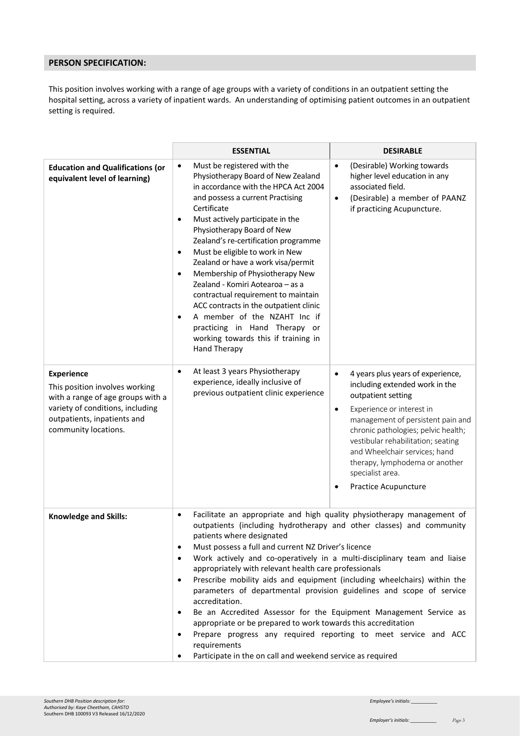## PERSON SPECIFICATION:

This position involves working with a range of age groups with a variety of conditions in an outpatient setting the hospital setting, across a variety of inpatient wards. An understanding of optimising patient outcomes in an outpatient setting is required.

| | ESSENTIAL | DESIRABLE |
|---|---|---|
| **Education and Qualifications (or equivalent level of learning)** | • Must be registered with the Physiotherapy Board of New Zealand in accordance with the HPCA Act 2004 and possess a current Practising Certificate<br>• Must actively participate in the Physiotherapy Board of New Zealand's re-certification programme<br>• Must be eligible to work in New Zealand or have a work visa/permit<br>• Membership of Physiotherapy New Zealand - Komiri Aotearoa – as a contractual requirement to maintain ACC contracts in the outpatient clinic<br>• A member of the NZAHT Inc if practicing in Hand Therapy or working towards this if training in Hand Therapy | • (Desirable) Working towards higher level education in any associated field.<br>• (Desirable) a member of PAANZ if practicing Acupuncture. |
| **Experience**<br>This position involves working with a range of age groups with a variety of conditions, including outpatients, inpatients and community locations. | • At least 3 years Physiotherapy experience, ideally inclusive of previous outpatient clinic experience | • 4 years plus years of experience, including extended work in the outpatient setting<br>• Experience or interest in management of persistent pain and chronic pathologies; pelvic health; vestibular rehabilitation; seating and Wheelchair services; hand therapy, lymphodema or another specialist area.<br>• Practice Acupuncture |
| **Knowledge and Skills:** | • Facilitate an appropriate and high quality physiotherapy management of outpatients (including hydrotherapy and other classes) and community patients where designated<br>• Must possess a full and current NZ Driver's licence<br>• Work actively and co-operatively in a multi-disciplinary team and liaise appropriately with relevant health care professionals<br>• Prescribe mobility aids and equipment (including wheelchairs) within the parameters of departmental provision guidelines and scope of service accreditation.<br>• Be an Accredited Assessor for the Equipment Management Service as appropriate or be prepared to work towards this accreditation<br>• Prepare progress any required reporting to meet service and ACC requirements<br>• Participate in the on call and weekend service as required | |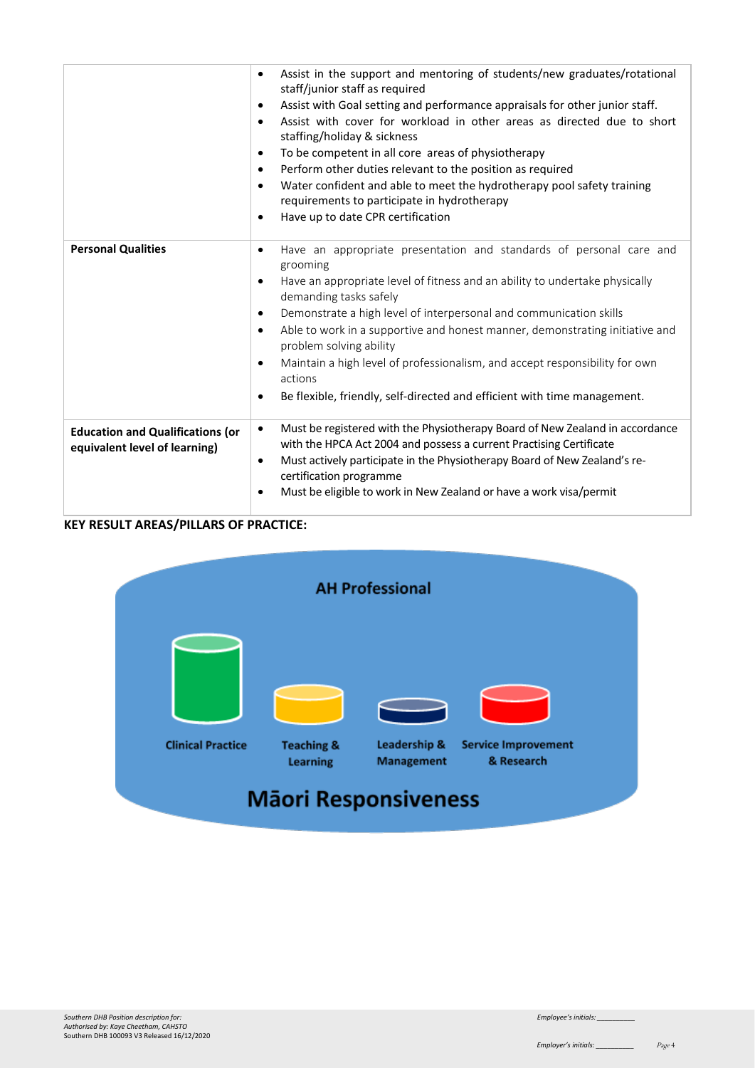| | |
|---|---|
| | • Assist in the support and mentoring of students/new graduates/rotational staff/junior staff as required<br>• Assist with Goal setting and performance appraisals for other junior staff.<br>• Assist with cover for workload in other areas as directed due to short staffing/holiday & sickness<br>• To be competent in all core areas of physiotherapy<br>• Perform other duties relevant to the position as required<br>• Water confident and able to meet the hydrotherapy pool safety training requirements to participate in hydrotherapy<br>• Have up to date CPR certification |
| **Personal Qualities** | • Have an appropriate presentation and standards of personal care and grooming<br>• Have an appropriate level of fitness and an ability to undertake physically demanding tasks safely<br>• Demonstrate a high level of interpersonal and communication skills<br>• Able to work in a supportive and honest manner, demonstrating initiative and problem solving ability<br>• Maintain a high level of professionalism, and accept responsibility for own actions<br>• Be flexible, friendly, self-directed and efficient with time management. |
| **Education and Qualifications (or equivalent level of learning)** | • Must be registered with the Physiotherapy Board of New Zealand in accordance with the HPCA Act 2004 and possess a current Practising Certificate<br>• Must actively participate in the Physiotherapy Board of New Zealand's re-certification programme<br>• Must be eligible to work in New Zealand or have a work visa/permit |

**KEY RESULT AREAS/PILLARS OF PRACTICE:**

AH Professional

Clinical Practice | Teaching & Learning | Leadership & Management | Service Improvement & Research

Māori Responsiveness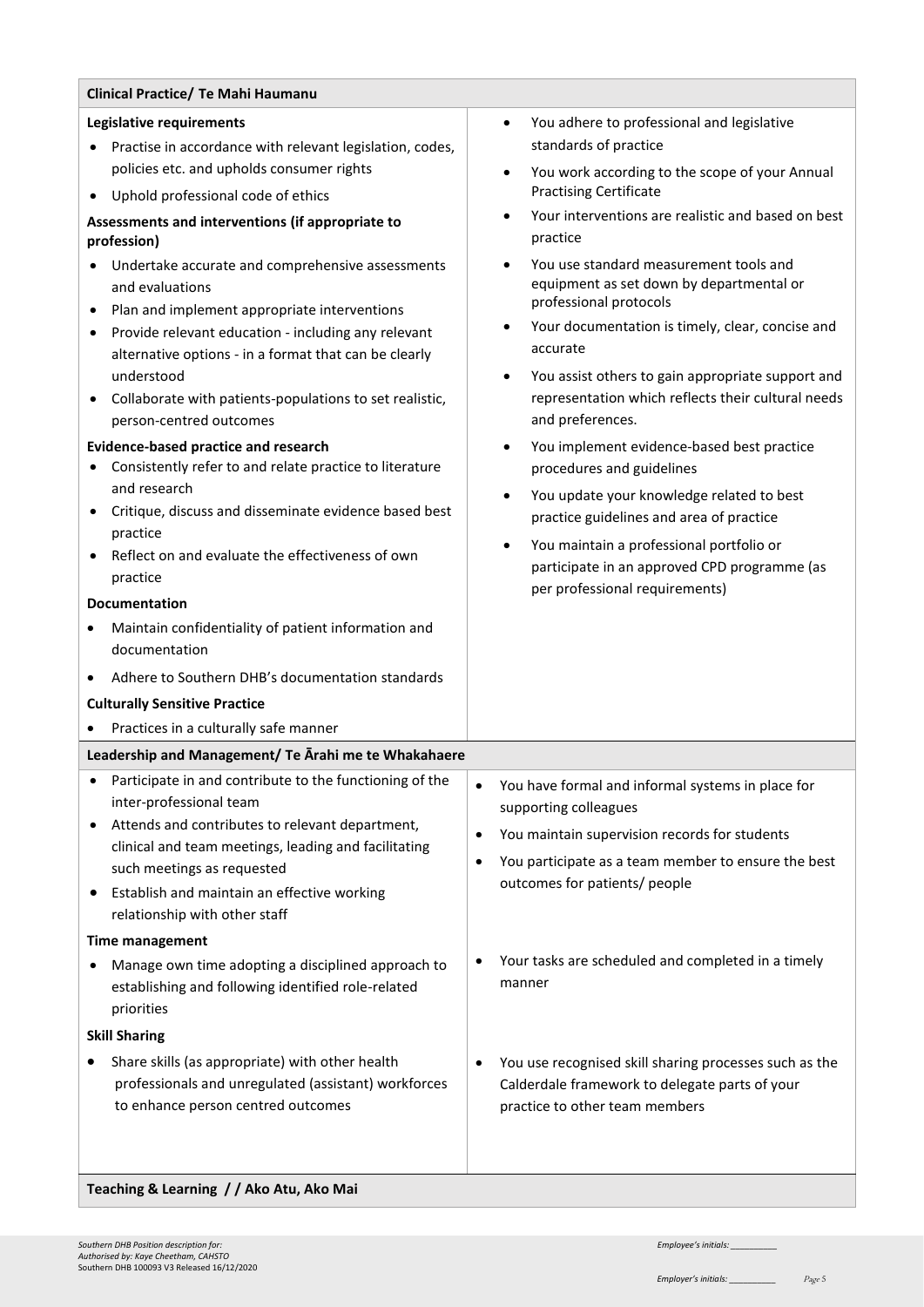| **Clinical Practice/ Te Mahi Haumanu** | |
|---|---|
| **Legislative requirements**<br>• Practise in accordance with relevant legislation, codes, policies etc. and upholds consumer rights<br>• Uphold professional code of ethics<br>**Assessments and interventions (if appropriate to profession)**<br>• Undertake accurate and comprehensive assessments and evaluations<br>• Plan and implement appropriate interventions<br>• Provide relevant education - including any relevant alternative options - in a format that can be clearly understood<br>• Collaborate with patients-populations to set realistic, person-centred outcomes<br>**Evidence-based practice and research**<br>• Consistently refer to and relate practice to literature and research<br>• Critique, discuss and disseminate evidence based best practice<br>• Reflect on and evaluate the effectiveness of own practice<br>**Documentation**<br>• Maintain confidentiality of patient information and documentation<br>• Adhere to Southern DHB's documentation standards<br>**Culturally Sensitive Practice**<br>• Practices in a culturally safe manner | • You adhere to professional and legislative standards of practice<br>• You work according to the scope of your Annual Practising Certificate<br>• Your interventions are realistic and based on best practice<br>• You use standard measurement tools and equipment as set down by departmental or professional protocols<br>• Your documentation is timely, clear, concise and accurate<br>• You assist others to gain appropriate support and representation which reflects their cultural needs and preferences.<br>• You implement evidence-based best practice procedures and guidelines<br>• You update your knowledge related to best practice guidelines and area of practice<br>• You maintain a professional portfolio or participate in an approved CPD programme (as per professional requirements) |
| **Leadership and Management/ Te Ārahi me te Whakahaere** | |
| • Participate in and contribute to the functioning of the inter-professional team<br>• Attends and contributes to relevant department, clinical and team meetings, leading and facilitating such meetings as requested<br>• Establish and maintain an effective working relationship with other staff | • You have formal and informal systems in place for supporting colleagues<br>• You maintain supervision records for students<br>• You participate as a team member to ensure the best outcomes for patients/ people |
| **Time management**<br>• Manage own time adopting a disciplined approach to establishing and following identified role-related priorities | • Your tasks are scheduled and completed in a timely manner |
| **Skill Sharing**<br>• Share skills (as appropriate) with other health professionals and unregulated (assistant) workforces to enhance person centred outcomes | • You use recognised skill sharing processes such as the Calderdale framework to delegate parts of your practice to other team members |
| **Teaching & Learning / / Ako Atu, Ako Mai** | |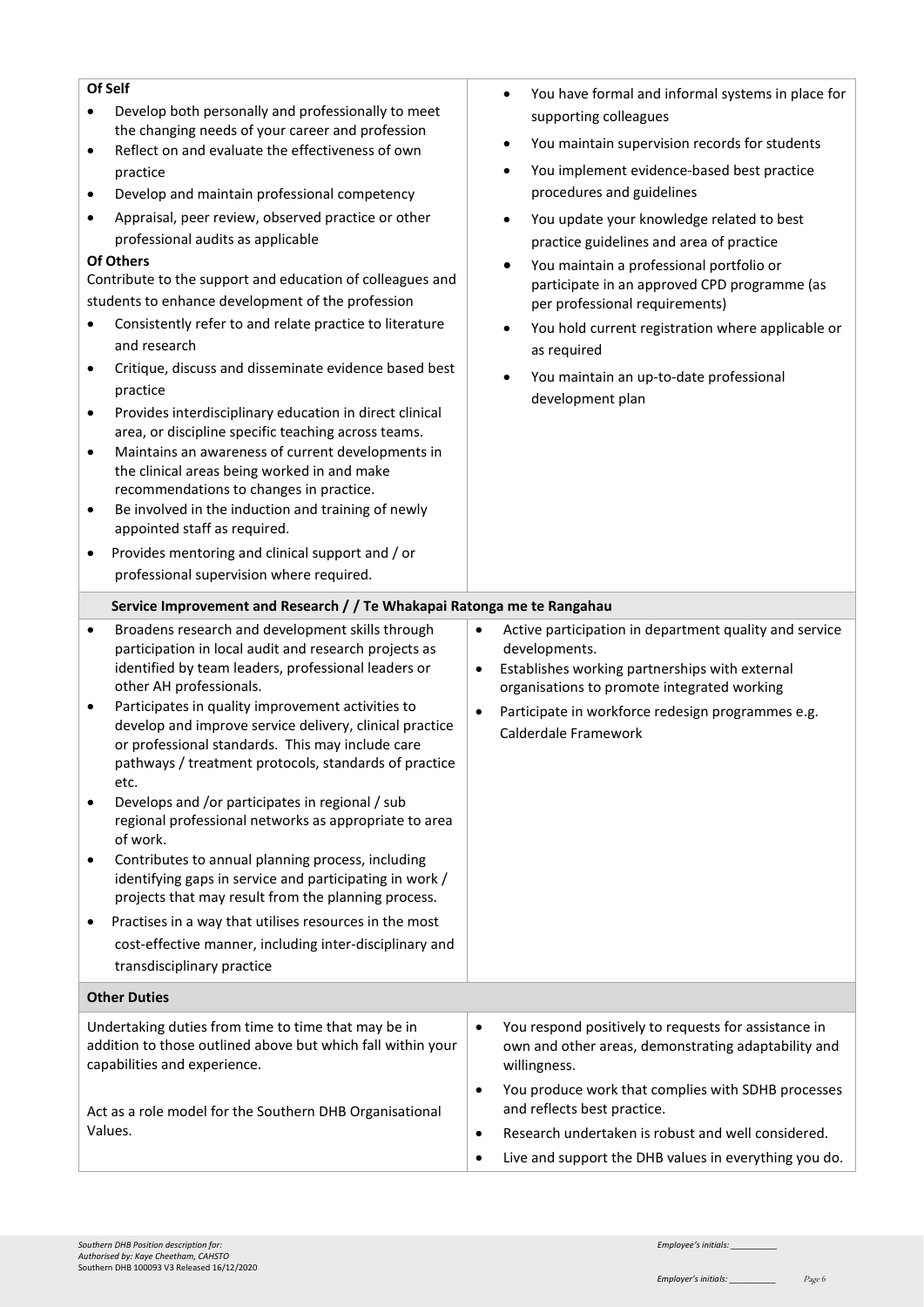| | |
|---|---|
| **Of Self**<br>• Develop both personally and professionally to meet the changing needs of your career and profession<br>• Reflect on and evaluate the effectiveness of own practice<br>• Develop and maintain professional competency<br>• Appraisal, peer review, observed practice or other professional audits as applicable<br>**Of Others**<br>Contribute to the support and education of colleagues and students to enhance development of the profession<br>• Consistently refer to and relate practice to literature and research<br>• Critique, discuss and disseminate evidence based best practice<br>• Provides interdisciplinary education in direct clinical area, or discipline specific teaching across teams.<br>• Maintains an awareness of current developments in the clinical areas being worked in and make recommendations to changes in practice.<br>• Be involved in the induction and training of newly appointed staff as required.<br>• Provides mentoring and clinical support and / or professional supervision where required. | • You have formal and informal systems in place for supporting colleagues<br>• You maintain supervision records for students<br>• You implement evidence-based best practice procedures and guidelines<br>• You update your knowledge related to best practice guidelines and area of practice<br>• You maintain a professional portfolio or participate in an approved CPD programme (as per professional requirements)<br>• You hold current registration where applicable or as required<br>• You maintain an up-to-date professional development plan |
| **Service Improvement and Research / / Te Whakapai Ratonga me te Rangahau** | |
| • Broadens research and development skills through participation in local audit and research projects as identified by team leaders, professional leaders or other AH professionals.<br>• Participates in quality improvement activities to develop and improve service delivery, clinical practice or professional standards. This may include care pathways / treatment protocols, standards of practice etc.<br>• Develops and /or participates in regional / sub regional professional networks as appropriate to area of work.<br>• Contributes to annual planning process, including identifying gaps in service and participating in work / projects that may result from the planning process.<br>• Practises in a way that utilises resources in the most cost-effective manner, including inter-disciplinary and transdisciplinary practice | • Active participation in department quality and service developments.<br>• Establishes working partnerships with external organisations to promote integrated working<br>• Participate in workforce redesign programmes e.g. Calderdale Framework |
| **Other Duties** | |
| Undertaking duties from time to time that may be in addition to those outlined above but which fall within your capabilities and experience.<br><br>Act as a role model for the Southern DHB Organisational Values. | • You respond positively to requests for assistance in own and other areas, demonstrating adaptability and willingness.<br>• You produce work that complies with SDHB processes and reflects best practice.<br>• Research undertaken is robust and well considered.<br>• Live and support the DHB values in everything you do. |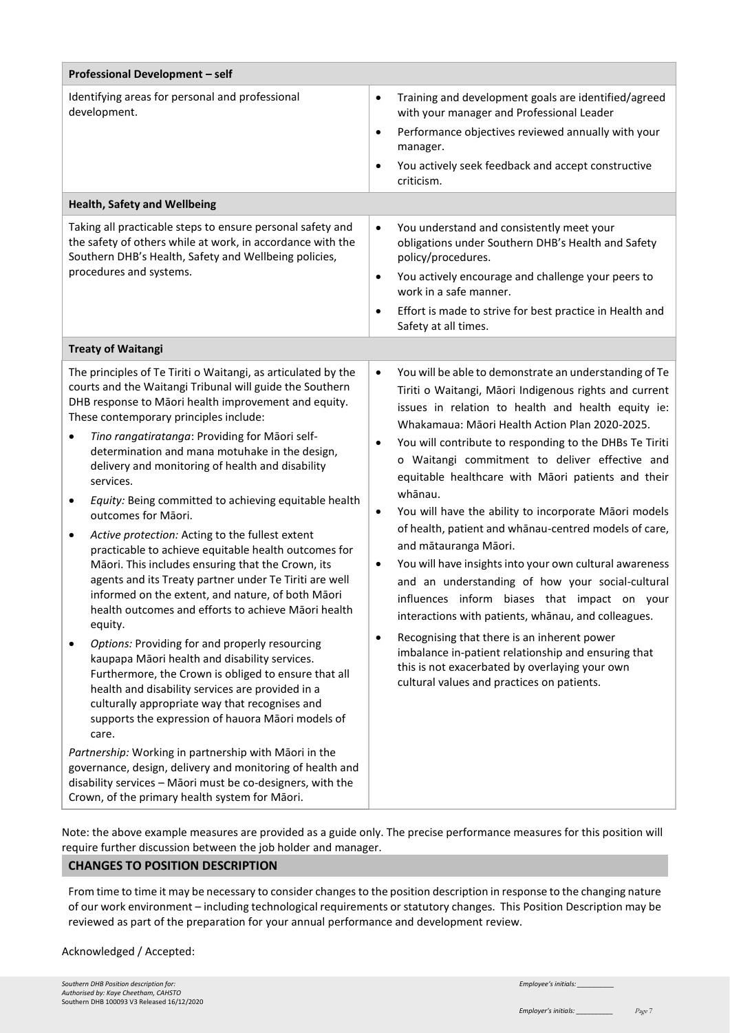| **Professional Development – self** | |
|---|---|
| Identifying areas for personal and professional development. | • Training and development goals are identified/agreed with your manager and Professional Leader<br>• Performance objectives reviewed annually with your manager.<br>• You actively seek feedback and accept constructive criticism. |
| **Health, Safety and Wellbeing** | |
| Taking all practicable steps to ensure personal safety and the safety of others while at work, in accordance with the Southern DHB's Health, Safety and Wellbeing policies, procedures and systems. | • You understand and consistently meet your obligations under Southern DHB's Health and Safety policy/procedures.<br>• You actively encourage and challenge your peers to work in a safe manner.<br>• Effort is made to strive for best practice in Health and Safety at all times. |
| **Treaty of Waitangi** | |
| The principles of Te Tiriti o Waitangi, as articulated by the courts and the Waitangi Tribunal will guide the Southern DHB response to Māori health improvement and equity. These contemporary principles include:<br>• *Tino rangatiratanga*: Providing for Māori self-determination and mana motuhake in the design, delivery and monitoring of health and disability services.<br>• *Equity:* Being committed to achieving equitable health outcomes for Māori.<br>• *Active protection:* Acting to the fullest extent practicable to achieve equitable health outcomes for Māori. This includes ensuring that the Crown, its agents and its Treaty partner under Te Tiriti are well informed on the extent, and nature, of both Māori health outcomes and efforts to achieve Māori health equity.<br>• *Options:* Providing for and properly resourcing kaupapa Māori health and disability services. Furthermore, the Crown is obliged to ensure that all health and disability services are provided in a culturally appropriate way that recognises and supports the expression of hauora Māori models of care.<br>*Partnership:* Working in partnership with Māori in the governance, design, delivery and monitoring of health and disability services – Māori must be co-designers, with the Crown, of the primary health system for Māori. | • You will be able to demonstrate an understanding of Te Tiriti o Waitangi, Māori Indigenous rights and current issues in relation to health and health equity ie: Whakamaua: Māori Health Action Plan 2020-2025.<br>• You will contribute to responding to the DHBs Te Tiriti o Waitangi commitment to deliver effective and equitable healthcare with Māori patients and their whānau.<br>• You will have the ability to incorporate Māori models of health, patient and whānau-centred models of care, and mātauranga Māori.<br>• You will have insights into your own cultural awareness and an understanding of how your social-cultural influences inform biases that impact on your interactions with patients, whānau, and colleagues.<br>• Recognising that there is an inherent power imbalance in-patient relationship and ensuring that this is not exacerbated by overlaying your own cultural values and practices on patients. |

Note: the above example measures are provided as a guide only. The precise performance measures for this position will require further discussion between the job holder and manager.

## CHANGES TO POSITION DESCRIPTION

From time to time it may be necessary to consider changes to the position description in response to the changing nature of our work environment – including technological requirements or statutory changes. This Position Description may be reviewed as part of the preparation for your annual performance and development review.

Acknowledged / Accepted: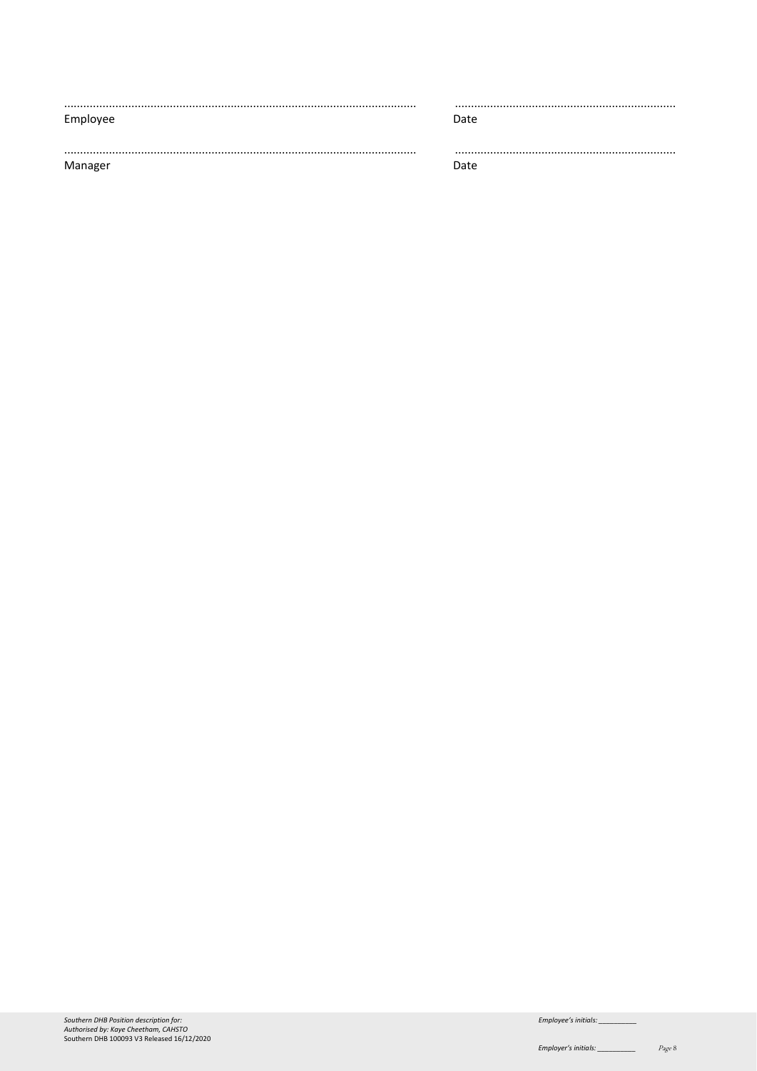............................................................................................................ ....................................................................

Employee Date

............................................................................................................ ....................................................................

Manager Date